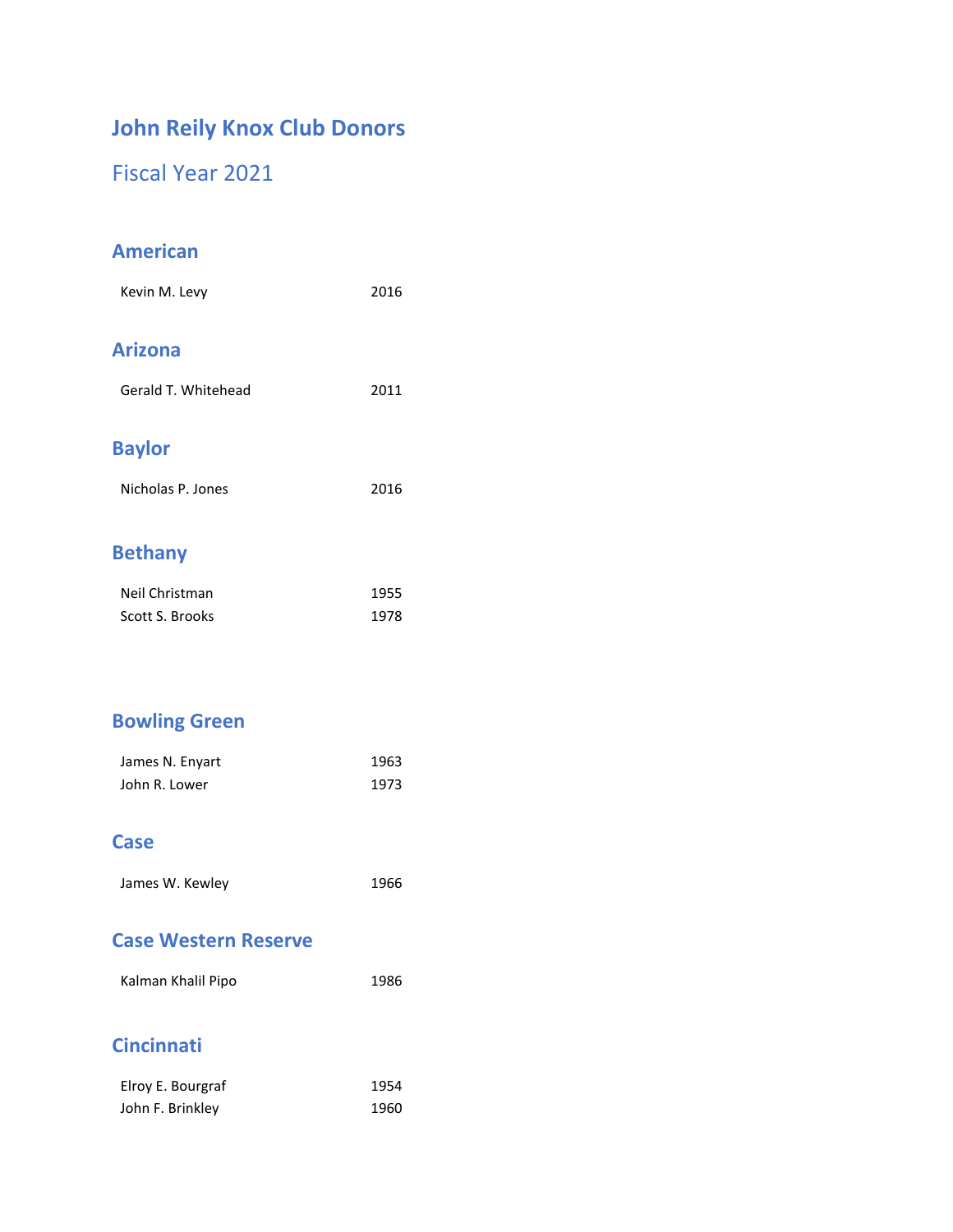# John Reily Knox Club Donors

## Fiscal Year 2021

### American

| | |
|---|---|
| Kevin M. Levy | 2016 |

### Arizona

| | |
|---|---|
| Gerald T. Whitehead | 2011 |

### Baylor

| | |
|---|---|
| Nicholas P. Jones | 2016 |

### Bethany

| | |
|---|---|
| Neil Christman | 1955 |
| Scott S. Brooks | 1978 |

### Bowling Green

| | |
|---|---|
| James N. Enyart | 1963 |
| John R. Lower | 1973 |

### Case

| | |
|---|---|
| James W. Kewley | 1966 |

### Case Western Reserve

| | |
|---|---|
| Kalman Khalil Pipo | 1986 |

### Cincinnati

| | |
|---|---|
| Elroy E. Bourgraf | 1954 |
| John F. Brinkley | 1960 |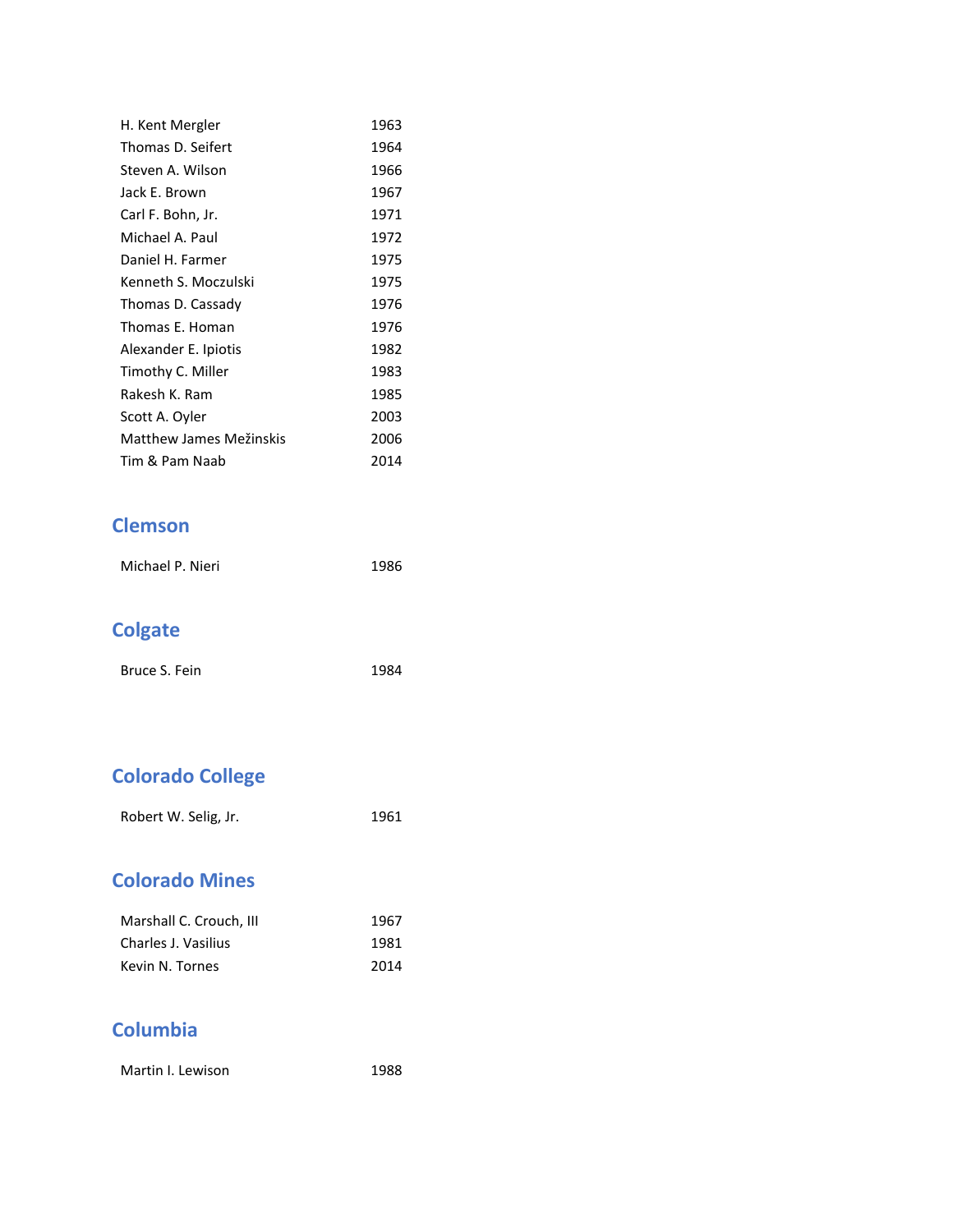| | |
|---|---|
| H. Kent Mergler | 1963 |
| Thomas D. Seifert | 1964 |
| Steven A. Wilson | 1966 |
| Jack E. Brown | 1967 |
| Carl F. Bohn, Jr. | 1971 |
| Michael A. Paul | 1972 |
| Daniel H. Farmer | 1975 |
| Kenneth S. Moczulski | 1975 |
| Thomas D. Cassady | 1976 |
| Thomas E. Homan | 1976 |
| Alexander E. Ipiotis | 1982 |
| Timothy C. Miller | 1983 |
| Rakesh K. Ram | 1985 |
| Scott A. Oyler | 2003 |
| Matthew James Mežinskis | 2006 |
| Tim & Pam Naab | 2014 |

## Clemson

| | |
|---|---|
| Michael P. Nieri | 1986 |

## Colgate

| | |
|---|---|
| Bruce S. Fein | 1984 |

## Colorado College

| | |
|---|---|
| Robert W. Selig, Jr. | 1961 |

## Colorado Mines

| | |
|---|---|
| Marshall C. Crouch, III | 1967 |
| Charles J. Vasilius | 1981 |
| Kevin N. Tornes | 2014 |

## Columbia

| | |
|---|---|
| Martin I. Lewison | 1988 |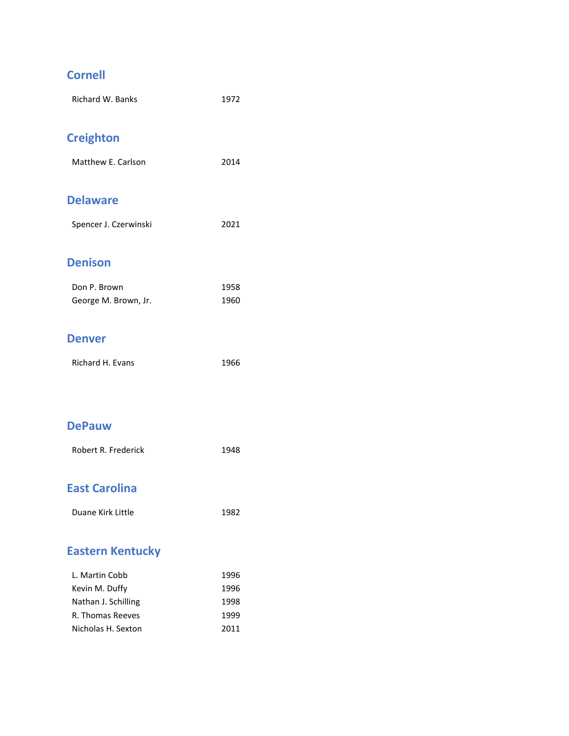## Cornell

| | |
|---|---|
| Richard W. Banks | 1972 |

## Creighton

| | |
|---|---|
| Matthew E. Carlson | 2014 |

## Delaware

| | |
|---|---|
| Spencer J. Czerwinski | 2021 |

## Denison

| | |
|---|---|
| Don P. Brown | 1958 |
| George M. Brown, Jr. | 1960 |

## Denver

| | |
|---|---|
| Richard H. Evans | 1966 |

## DePauw

| | |
|---|---|
| Robert R. Frederick | 1948 |

## East Carolina

| | |
|---|---|
| Duane Kirk Little | 1982 |

## Eastern Kentucky

| | |
|---|---|
| L. Martin Cobb | 1996 |
| Kevin M. Duffy | 1996 |
| Nathan J. Schilling | 1998 |
| R. Thomas Reeves | 1999 |
| Nicholas H. Sexton | 2011 |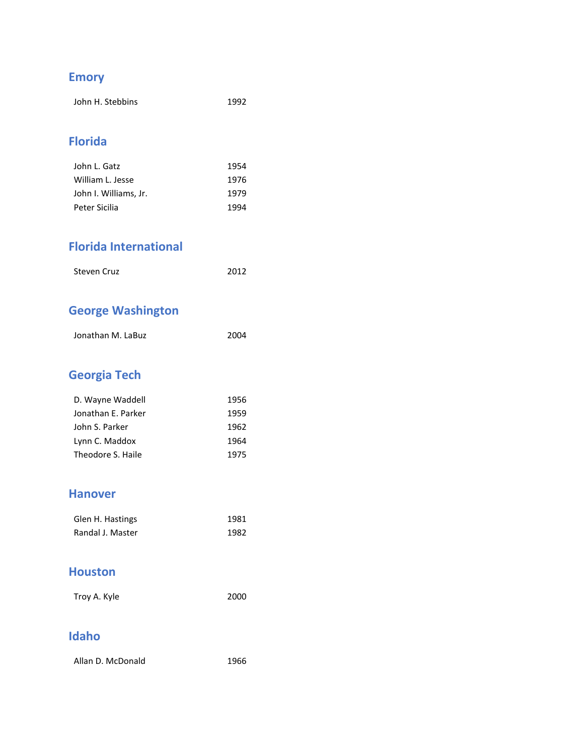## Emory

| | |
|---|---|
| John H. Stebbins | 1992 |

## Florida

| | |
|---|---|
| John L. Gatz | 1954 |
| William L. Jesse | 1976 |
| John I. Williams, Jr. | 1979 |
| Peter Sicilia | 1994 |

## Florida International

| | |
|---|---|
| Steven Cruz | 2012 |

## George Washington

| | |
|---|---|
| Jonathan M. LaBuz | 2004 |

## Georgia Tech

| | |
|---|---|
| D. Wayne Waddell | 1956 |
| Jonathan E. Parker | 1959 |
| John S. Parker | 1962 |
| Lynn C. Maddox | 1964 |
| Theodore S. Haile | 1975 |

## Hanover

| | |
|---|---|
| Glen H. Hastings | 1981 |
| Randal J. Master | 1982 |

## Houston

| | |
|---|---|
| Troy A. Kyle | 2000 |

## Idaho

| | |
|---|---|
| Allan D. McDonald | 1966 |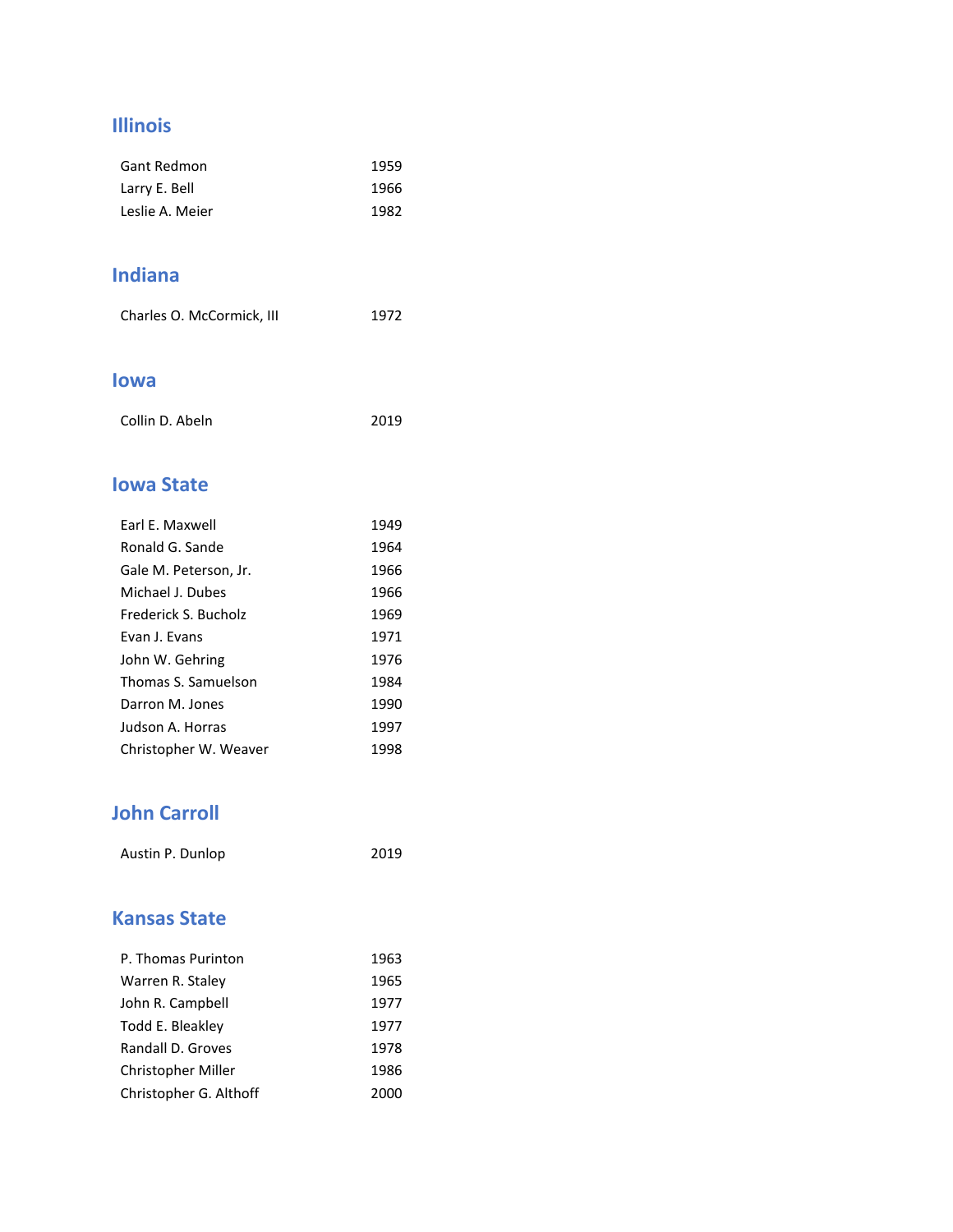## Illinois

| | |
|---|---|
| Gant Redmon | 1959 |
| Larry E. Bell | 1966 |
| Leslie A. Meier | 1982 |

## Indiana

| | |
|---|---|
| Charles O. McCormick, III | 1972 |

## Iowa

| | |
|---|---|
| Collin D. Abeln | 2019 |

## Iowa State

| | |
|---|---|
| Earl E. Maxwell | 1949 |
| Ronald G. Sande | 1964 |
| Gale M. Peterson, Jr. | 1966 |
| Michael J. Dubes | 1966 |
| Frederick S. Bucholz | 1969 |
| Evan J. Evans | 1971 |
| John W. Gehring | 1976 |
| Thomas S. Samuelson | 1984 |
| Darron M. Jones | 1990 |
| Judson A. Horras | 1997 |
| Christopher W. Weaver | 1998 |

## John Carroll

| | |
|---|---|
| Austin P. Dunlop | 2019 |

## Kansas State

| | |
|---|---|
| P. Thomas Purinton | 1963 |
| Warren R. Staley | 1965 |
| John R. Campbell | 1977 |
| Todd E. Bleakley | 1977 |
| Randall D. Groves | 1978 |
| Christopher Miller | 1986 |
| Christopher G. Althoff | 2000 |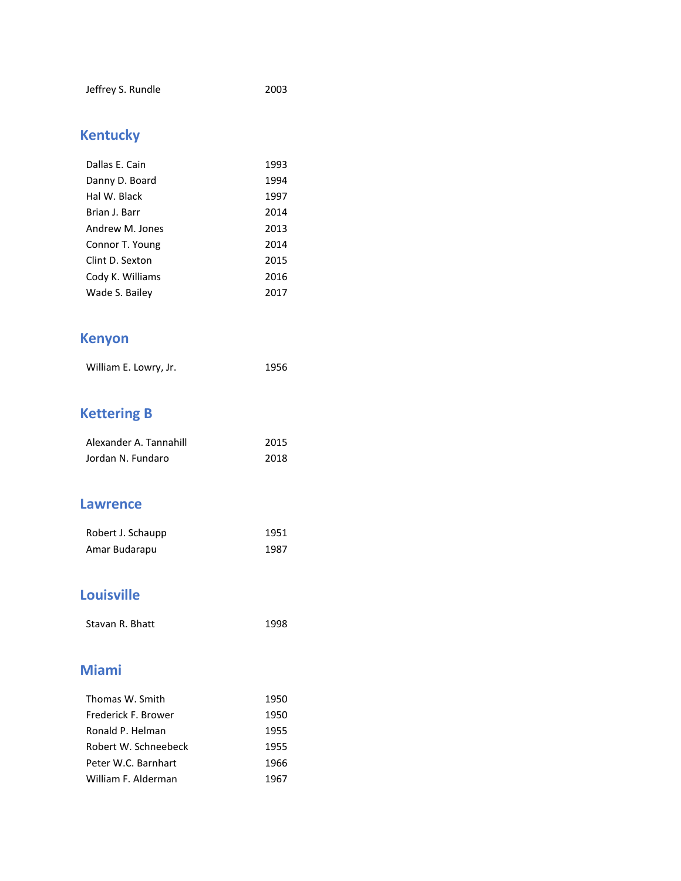| | |
|---|---|
| Jeffrey S. Rundle | 2003 |

## Kentucky

| | |
|---|---|
| Dallas E. Cain | 1993 |
| Danny D. Board | 1994 |
| Hal W. Black | 1997 |
| Brian J. Barr | 2014 |
| Andrew M. Jones | 2013 |
| Connor T. Young | 2014 |
| Clint D. Sexton | 2015 |
| Cody K. Williams | 2016 |
| Wade S. Bailey | 2017 |

## Kenyon

| | |
|---|---|
| William E. Lowry, Jr. | 1956 |

## Kettering B

| | |
|---|---|
| Alexander A. Tannahill | 2015 |
| Jordan N. Fundaro | 2018 |

## Lawrence

| | |
|---|---|
| Robert J. Schaupp | 1951 |
| Amar Budarapu | 1987 |

## Louisville

| | |
|---|---|
| Stavan R. Bhatt | 1998 |

## Miami

| | |
|---|---|
| Thomas W. Smith | 1950 |
| Frederick F. Brower | 1950 |
| Ronald P. Helman | 1955 |
| Robert W. Schneebeck | 1955 |
| Peter W.C. Barnhart | 1966 |
| William F. Alderman | 1967 |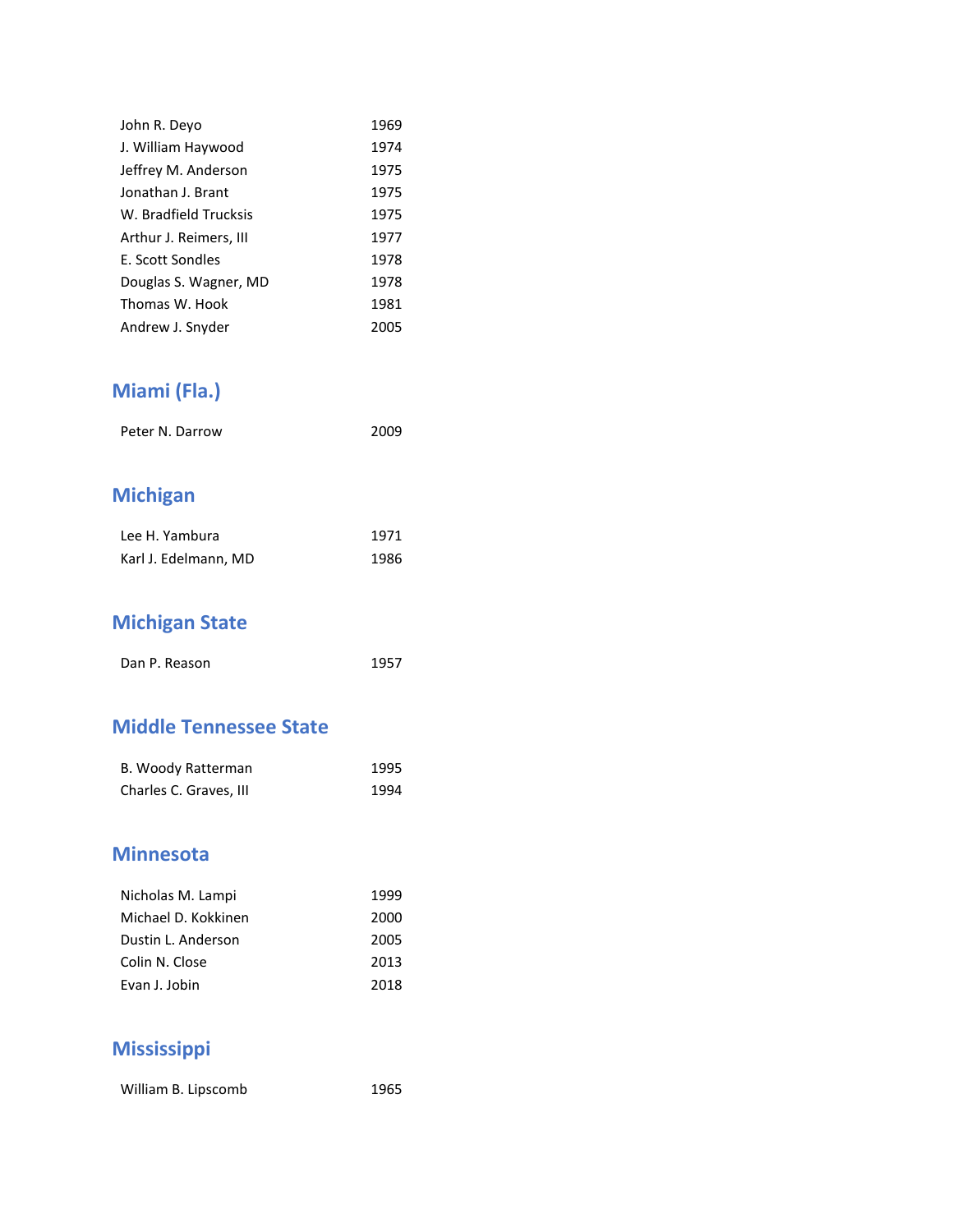| | |
|---|---|
| John R. Deyo | 1969 |
| J. William Haywood | 1974 |
| Jeffrey M. Anderson | 1975 |
| Jonathan J. Brant | 1975 |
| W. Bradfield Trucksis | 1975 |
| Arthur J. Reimers, III | 1977 |
| E. Scott Sondles | 1978 |
| Douglas S. Wagner, MD | 1978 |
| Thomas W. Hook | 1981 |
| Andrew J. Snyder | 2005 |

## Miami (Fla.)

| | |
|---|---|
| Peter N. Darrow | 2009 |

## Michigan

| | |
|---|---|
| Lee H. Yambura | 1971 |
| Karl J. Edelmann, MD | 1986 |

## Michigan State

| | |
|---|---|
| Dan P. Reason | 1957 |

## Middle Tennessee State

| | |
|---|---|
| B. Woody Ratterman | 1995 |
| Charles C. Graves, III | 1994 |

## Minnesota

| | |
|---|---|
| Nicholas M. Lampi | 1999 |
| Michael D. Kokkinen | 2000 |
| Dustin L. Anderson | 2005 |
| Colin N. Close | 2013 |
| Evan J. Jobin | 2018 |

## Mississippi

| | |
|---|---|
| William B. Lipscomb | 1965 |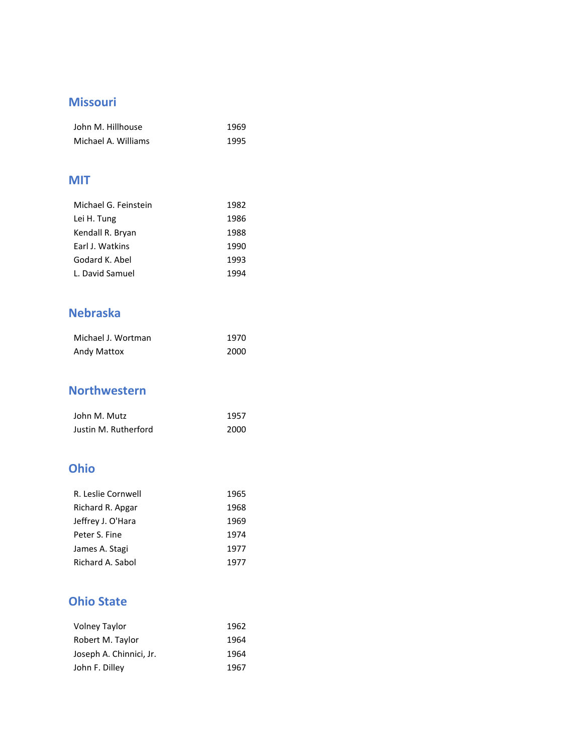## Missouri

| | |
|---|---|
| John M. Hillhouse | 1969 |
| Michael A. Williams | 1995 |

## MIT

| | |
|---|---|
| Michael G. Feinstein | 1982 |
| Lei H. Tung | 1986 |
| Kendall R. Bryan | 1988 |
| Earl J. Watkins | 1990 |
| Godard K. Abel | 1993 |
| L. David Samuel | 1994 |

## Nebraska

| | |
|---|---|
| Michael J. Wortman | 1970 |
| Andy Mattox | 2000 |

## Northwestern

| | |
|---|---|
| John M. Mutz | 1957 |
| Justin M. Rutherford | 2000 |

## Ohio

| | |
|---|---|
| R. Leslie Cornwell | 1965 |
| Richard R. Apgar | 1968 |
| Jeffrey J. O'Hara | 1969 |
| Peter S. Fine | 1974 |
| James A. Stagi | 1977 |
| Richard A. Sabol | 1977 |

## Ohio State

| | |
|---|---|
| Volney Taylor | 1962 |
| Robert M. Taylor | 1964 |
| Joseph A. Chinnici, Jr. | 1964 |
| John F. Dilley | 1967 |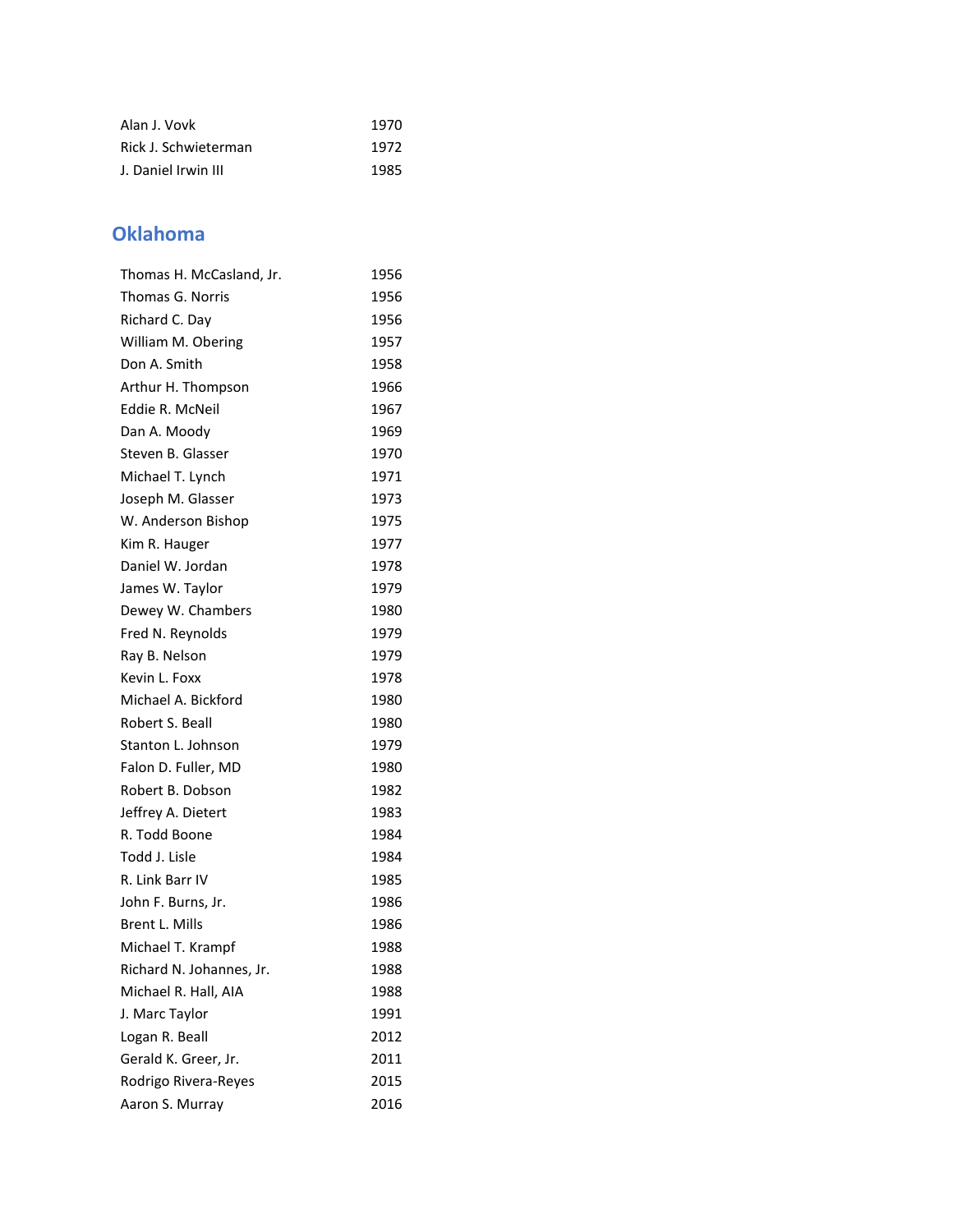| | |
|---|---|
| Alan J. Vovk | 1970 |
| Rick J. Schwieterman | 1972 |
| J. Daniel Irwin III | 1985 |

## Oklahoma

| | |
|---|---|
| Thomas H. McCasland, Jr. | 1956 |
| Thomas G. Norris | 1956 |
| Richard C. Day | 1956 |
| William M. Obering | 1957 |
| Don A. Smith | 1958 |
| Arthur H. Thompson | 1966 |
| Eddie R. McNeil | 1967 |
| Dan A. Moody | 1969 |
| Steven B. Glasser | 1970 |
| Michael T. Lynch | 1971 |
| Joseph M. Glasser | 1973 |
| W. Anderson Bishop | 1975 |
| Kim R. Hauger | 1977 |
| Daniel W. Jordan | 1978 |
| James W. Taylor | 1979 |
| Dewey W. Chambers | 1980 |
| Fred N. Reynolds | 1979 |
| Ray B. Nelson | 1979 |
| Kevin L. Foxx | 1978 |
| Michael A. Bickford | 1980 |
| Robert S. Beall | 1980 |
| Stanton L. Johnson | 1979 |
| Falon D. Fuller, MD | 1980 |
| Robert B. Dobson | 1982 |
| Jeffrey A. Dietert | 1983 |
| R. Todd Boone | 1984 |
| Todd J. Lisle | 1984 |
| R. Link Barr IV | 1985 |
| John F. Burns, Jr. | 1986 |
| Brent L. Mills | 1986 |
| Michael T. Krampf | 1988 |
| Richard N. Johannes, Jr. | 1988 |
| Michael R. Hall, AIA | 1988 |
| J. Marc Taylor | 1991 |
| Logan R. Beall | 2012 |
| Gerald K. Greer, Jr. | 2011 |
| Rodrigo Rivera-Reyes | 2015 |
| Aaron S. Murray | 2016 |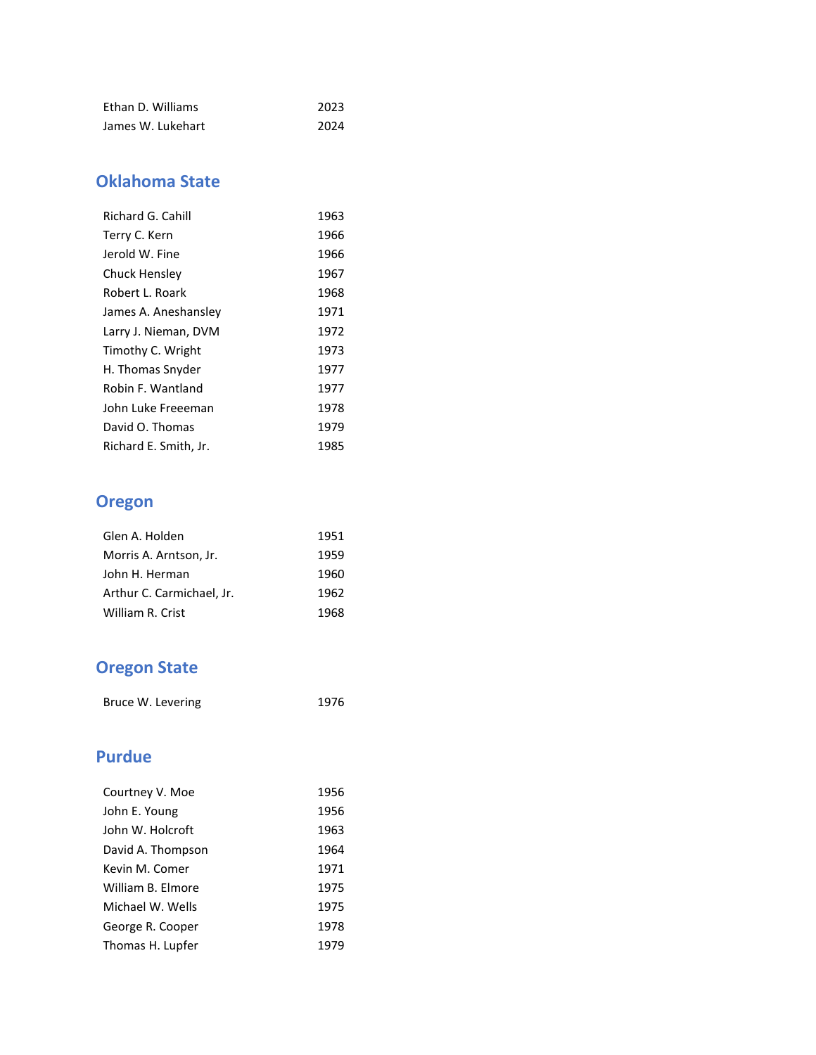| | |
|---|---|
| Ethan D. Williams | 2023 |
| James W. Lukehart | 2024 |

## Oklahoma State

| | |
|---|---|
| Richard G. Cahill | 1963 |
| Terry C. Kern | 1966 |
| Jerold W. Fine | 1966 |
| Chuck Hensley | 1967 |
| Robert L. Roark | 1968 |
| James A. Aneshansley | 1971 |
| Larry J. Nieman, DVM | 1972 |
| Timothy C. Wright | 1973 |
| H. Thomas Snyder | 1977 |
| Robin F. Wantland | 1977 |
| John Luke Freeeman | 1978 |
| David O. Thomas | 1979 |
| Richard E. Smith, Jr. | 1985 |

## Oregon

| | |
|---|---|
| Glen A. Holden | 1951 |
| Morris A. Arntson, Jr. | 1959 |
| John H. Herman | 1960 |
| Arthur C. Carmichael, Jr. | 1962 |
| William R. Crist | 1968 |

## Oregon State

| | |
|---|---|
| Bruce W. Levering | 1976 |

## Purdue

| | |
|---|---|
| Courtney V. Moe | 1956 |
| John E. Young | 1956 |
| John W. Holcroft | 1963 |
| David A. Thompson | 1964 |
| Kevin M. Comer | 1971 |
| William B. Elmore | 1975 |
| Michael W. Wells | 1975 |
| George R. Cooper | 1978 |
| Thomas H. Lupfer | 1979 |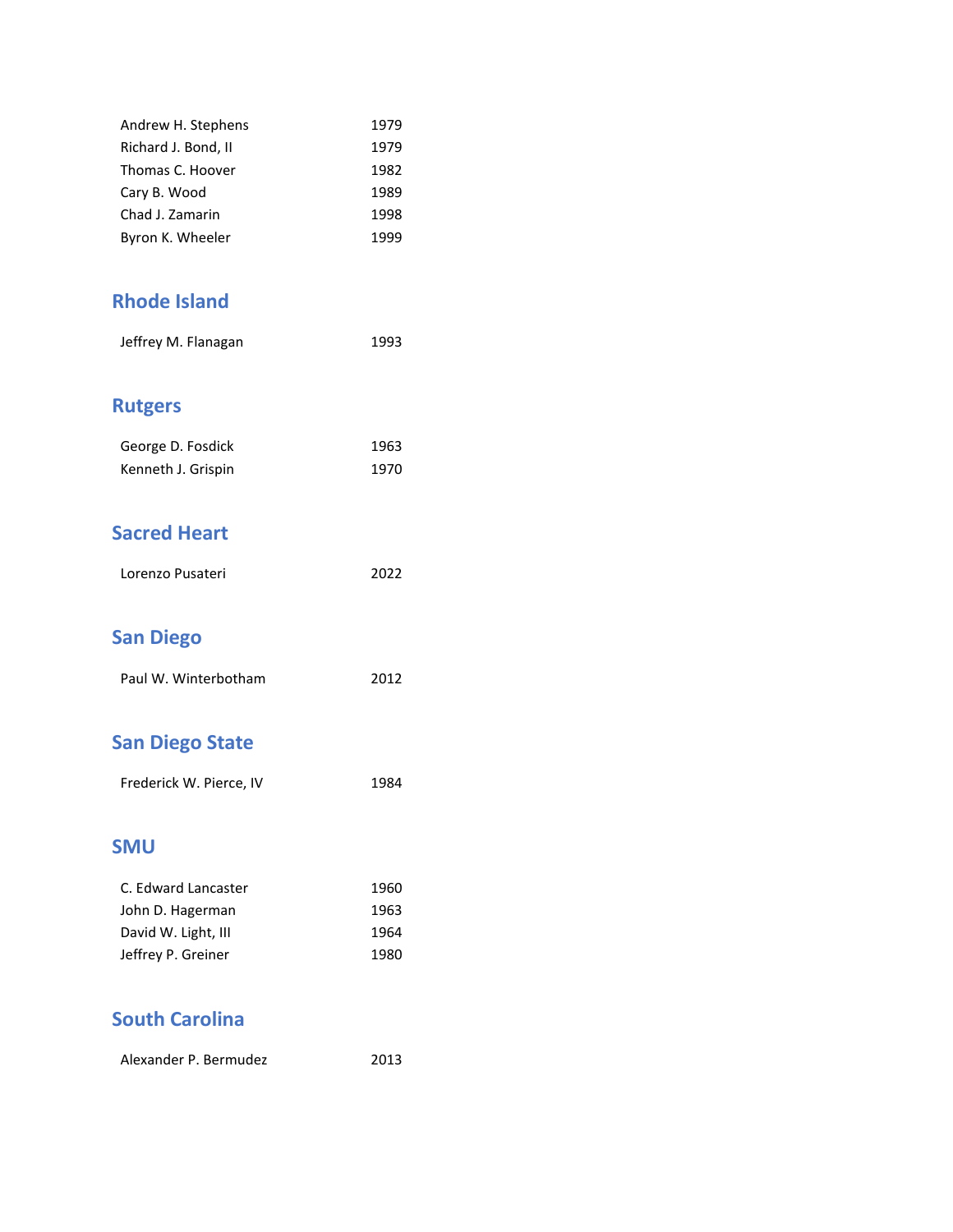| | |
|---|---|
| Andrew H. Stephens | 1979 |
| Richard J. Bond, II | 1979 |
| Thomas C. Hoover | 1982 |
| Cary B. Wood | 1989 |
| Chad J. Zamarin | 1998 |
| Byron K. Wheeler | 1999 |

## Rhode Island

| | |
|---|---|
| Jeffrey M. Flanagan | 1993 |

## Rutgers

| | |
|---|---|
| George D. Fosdick | 1963 |
| Kenneth J. Grispin | 1970 |

## Sacred Heart

| | |
|---|---|
| Lorenzo Pusateri | 2022 |

## San Diego

| | |
|---|---|
| Paul W. Winterbotham | 2012 |

## San Diego State

| | |
|---|---|
| Frederick W. Pierce, IV | 1984 |

## SMU

| | |
|---|---|
| C. Edward Lancaster | 1960 |
| John D. Hagerman | 1963 |
| David W. Light, III | 1964 |
| Jeffrey P. Greiner | 1980 |

## South Carolina

| | |
|---|---|
| Alexander P. Bermudez | 2013 |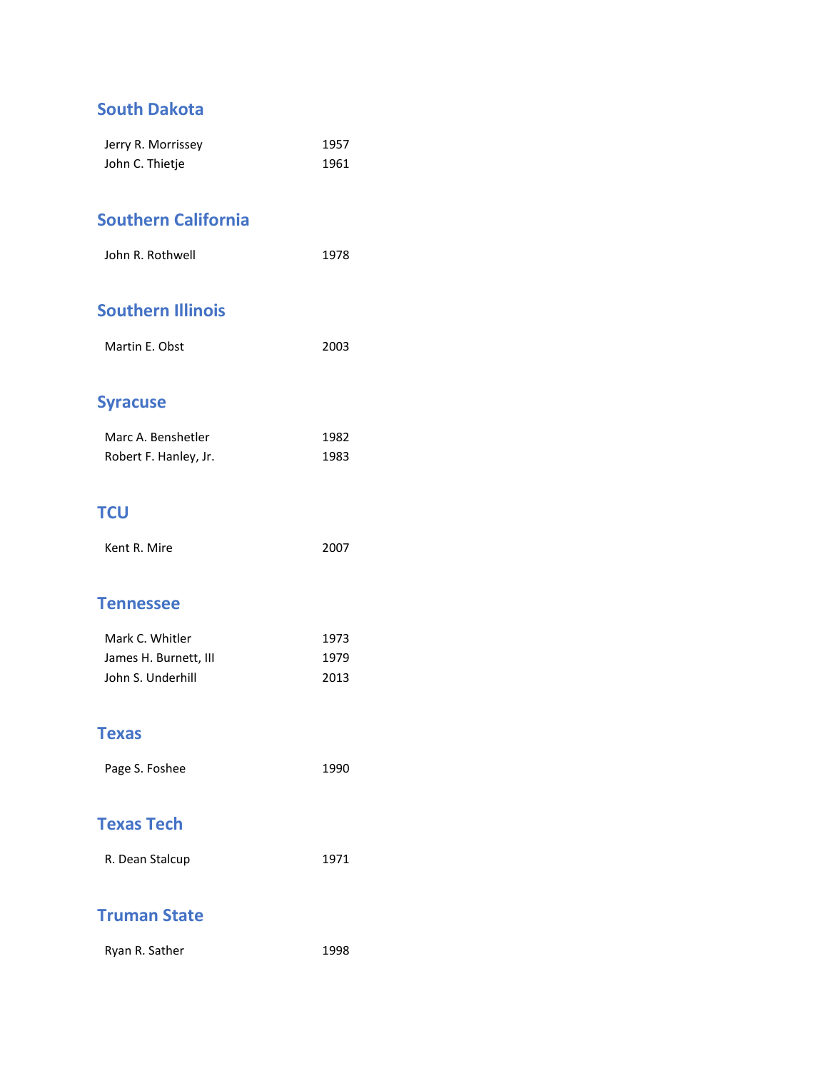## South Dakota

| | |
|---|---|
| Jerry R. Morrissey | 1957 |
| John C. Thietje | 1961 |

## Southern California

| | |
|---|---|
| John R. Rothwell | 1978 |

## Southern Illinois

| | |
|---|---|
| Martin E. Obst | 2003 |

## Syracuse

| | |
|---|---|
| Marc A. Benshetler | 1982 |
| Robert F. Hanley, Jr. | 1983 |

## TCU

| | |
|---|---|
| Kent R. Mire | 2007 |

## Tennessee

| | |
|---|---|
| Mark C. Whitler | 1973 |
| James H. Burnett, III | 1979 |
| John S. Underhill | 2013 |

## Texas

| | |
|---|---|
| Page S. Foshee | 1990 |

## Texas Tech

| | |
|---|---|
| R. Dean Stalcup | 1971 |

## Truman State

| | |
|---|---|
| Ryan R. Sather | 1998 |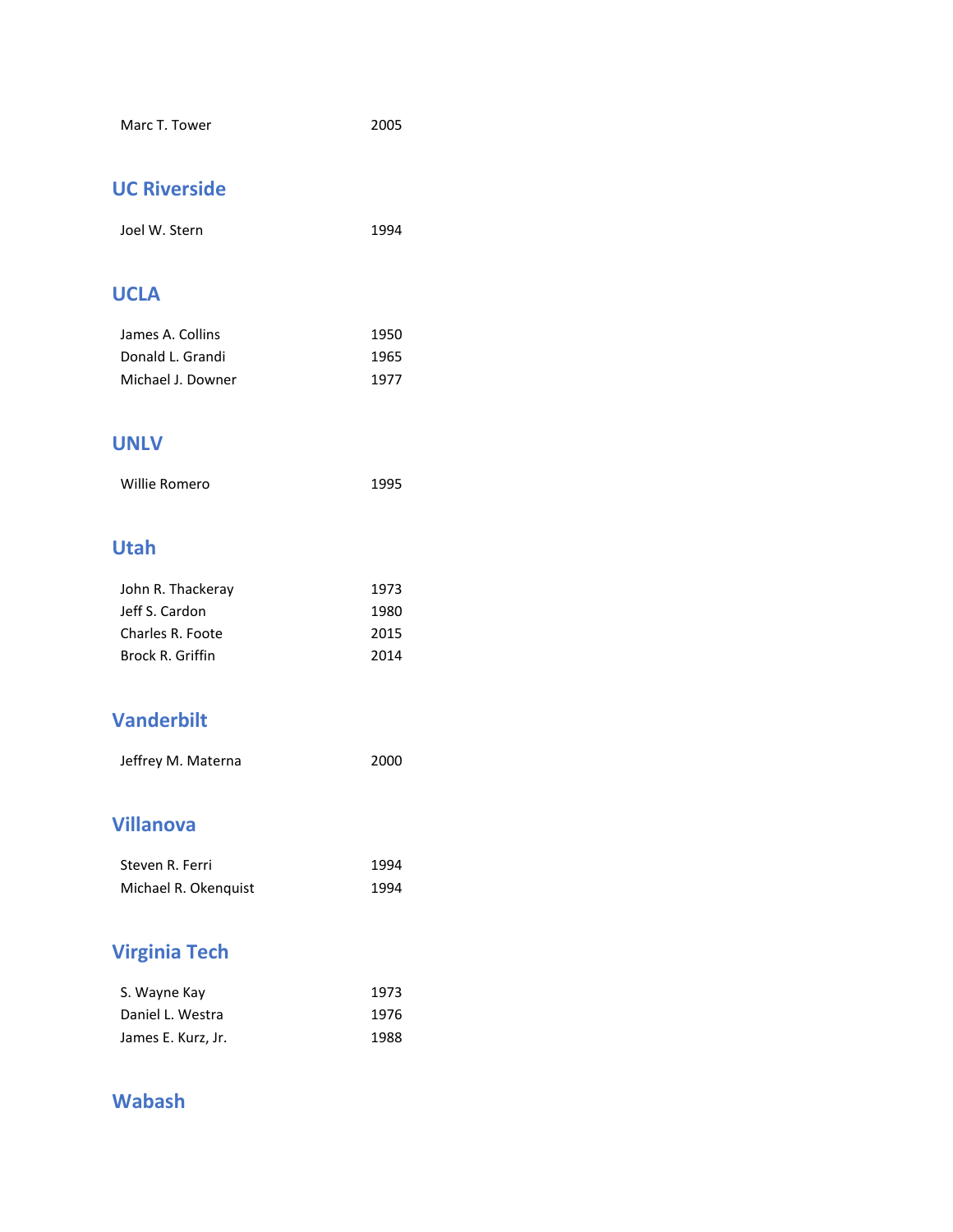| | |
|---|---|
| Marc T. Tower | 2005 |

## UC Riverside

| | |
|---|---|
| Joel W. Stern | 1994 |

## UCLA

| | |
|---|---|
| James A. Collins | 1950 |
| Donald L. Grandi | 1965 |
| Michael J. Downer | 1977 |

## UNLV

| | |
|---|---|
| Willie Romero | 1995 |

## Utah

| | |
|---|---|
| John R. Thackeray | 1973 |
| Jeff S. Cardon | 1980 |
| Charles R. Foote | 2015 |
| Brock R. Griffin | 2014 |

## Vanderbilt

| | |
|---|---|
| Jeffrey M. Materna | 2000 |

## Villanova

| | |
|---|---|
| Steven R. Ferri | 1994 |
| Michael R. Okenquist | 1994 |

## Virginia Tech

| | |
|---|---|
| S. Wayne Kay | 1973 |
| Daniel L. Westra | 1976 |
| James E. Kurz, Jr. | 1988 |

## Wabash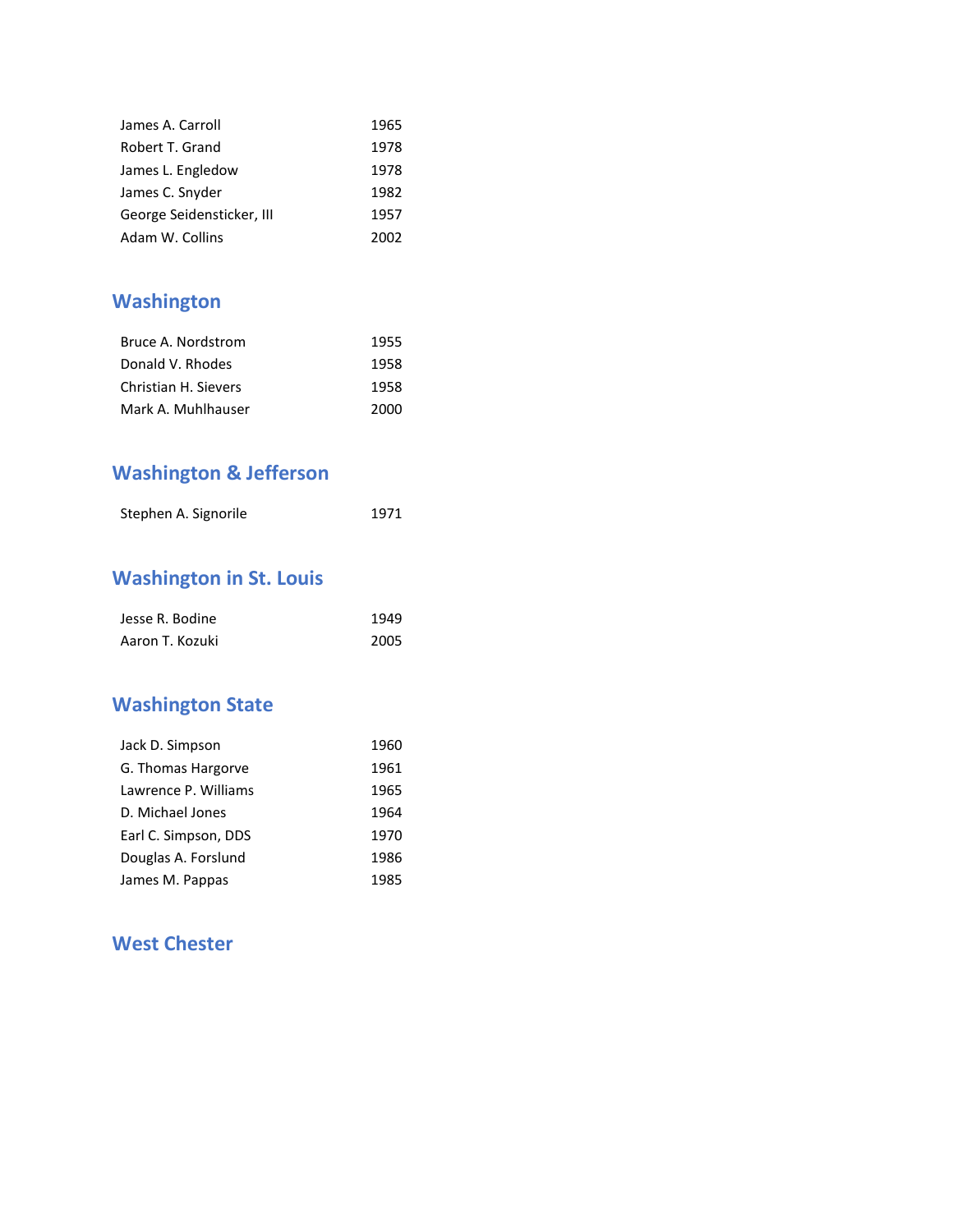| | |
|---|---|
| James A. Carroll | 1965 |
| Robert T. Grand | 1978 |
| James L. Engledow | 1978 |
| James C. Snyder | 1982 |
| George Seidensticker, III | 1957 |
| Adam W. Collins | 2002 |

## Washington

| | |
|---|---|
| Bruce A. Nordstrom | 1955 |
| Donald V. Rhodes | 1958 |
| Christian H. Sievers | 1958 |
| Mark A. Muhlhauser | 2000 |

## Washington & Jefferson

| | |
|---|---|
| Stephen A. Signorile | 1971 |

## Washington in St. Louis

| | |
|---|---|
| Jesse R. Bodine | 1949 |
| Aaron T. Kozuki | 2005 |

## Washington State

| | |
|---|---|
| Jack D. Simpson | 1960 |
| G. Thomas Hargorve | 1961 |
| Lawrence P. Williams | 1965 |
| D. Michael Jones | 1964 |
| Earl C. Simpson, DDS | 1970 |
| Douglas A. Forslund | 1986 |
| James M. Pappas | 1985 |

## West Chester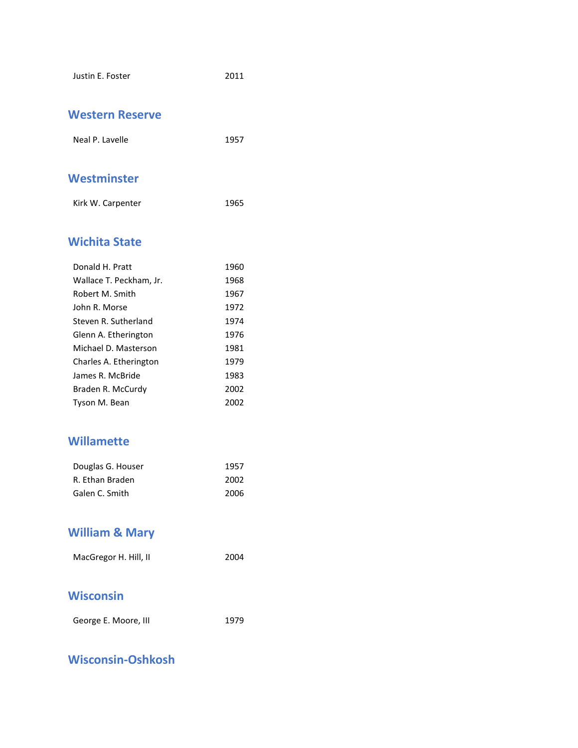Justin E. Foster 2011

## Western Reserve

Neal P. Lavelle 1957

## Westminster

Kirk W. Carpenter 1965

## Wichita State

Donald H. Pratt 1960
Wallace T. Peckham, Jr. 1968
Robert M. Smith 1967
John R. Morse 1972
Steven R. Sutherland 1974
Glenn A. Etherington 1976
Michael D. Masterson 1981
Charles A. Etherington 1979
James R. McBride 1983
Braden R. McCurdy 2002
Tyson M. Bean 2002

## Willamette

Douglas G. Houser 1957
R. Ethan Braden 2002
Galen C. Smith 2006

## William & Mary

MacGregor H. Hill, II 2004

## Wisconsin

George E. Moore, III 1979

## Wisconsin-Oshkosh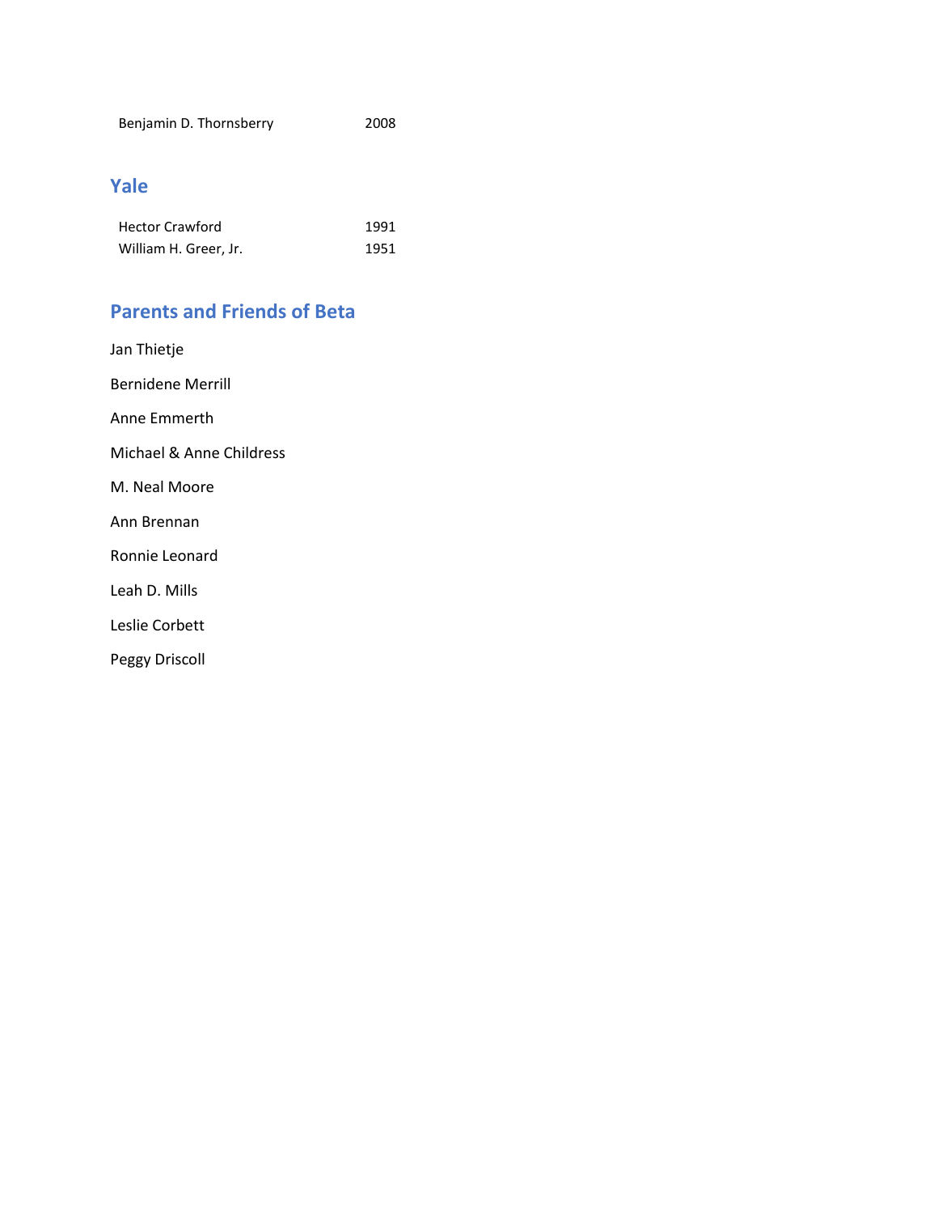| | |
|---|---|
| Benjamin D. Thornsberry | 2008 |

## Yale

| | |
|---|---|
| Hector Crawford | 1991 |
| William H. Greer, Jr. | 1951 |

## Parents and Friends of Beta

Jan Thietje

Bernidene Merrill

Anne Emmerth

Michael & Anne Childress

M. Neal Moore

Ann Brennan

Ronnie Leonard

Leah D. Mills

Leslie Corbett

Peggy Driscoll